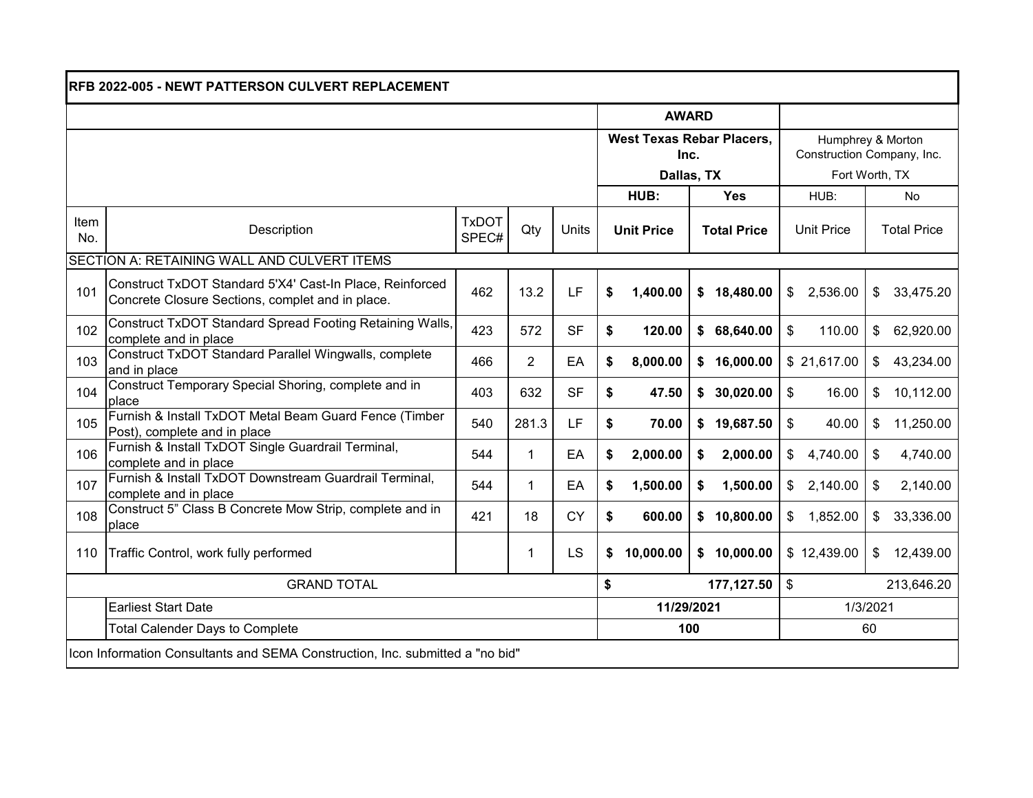**RFB 2022-005 - NEWT PATTERSON CULVERT REPLACEMENT**

| Item No. | Description | TxDOT SPEC# | Qty | Units | AWARD | | | |
|---|---|---|---|---|---|---|---|---|
| | | | | | **West Texas Rebar Placers, Inc.** | | Humphrey & Morton Construction Company, Inc. | |
| | | | | | **Dallas, TX** | | Fort Worth, TX | |
| | | | | | **HUB:** | **Yes** | HUB: | No |
| | | | | | **Unit Price** | **Total Price** | Unit Price | Total Price |
| SECTION A: RETAINING WALL AND CULVERT ITEMS | | | | | | | | |
| 101 | Construct TxDOT Standard 5'X4' Cast-In Place, Reinforced Concrete Closure Sections, complet and in place. | 462 | 13.2 | LF | **$ 1,400.00** | **$ 18,480.00** | $ 2,536.00 | $ 33,475.20 |
| 102 | Construct TxDOT Standard Spread Footing Retaining Walls, complete and in place | 423 | 572 | SF | **$ 120.00** | **$ 68,640.00** | $ 110.00 | $ 62,920.00 |
| 103 | Construct TxDOT Standard Parallel Wingwalls, complete and in place | 466 | 2 | EA | **$ 8,000.00** | **$ 16,000.00** | $ 21,617.00 | $ 43,234.00 |
| 104 | Construct Temporary Special Shoring, complete and in place | 403 | 632 | SF | **$ 47.50** | **$ 30,020.00** | $ 16.00 | $ 10,112.00 |
| 105 | Furnish & Install TxDOT Metal Beam Guard Fence (Timber Post), complete and in place | 540 | 281.3 | LF | **$ 70.00** | **$ 19,687.50** | $ 40.00 | $ 11,250.00 |
| 106 | Furnish & Install TxDOT Single Guardrail Terminal, complete and in place | 544 | 1 | EA | **$ 2,000.00** | **$ 2,000.00** | $ 4,740.00 | $ 4,740.00 |
| 107 | Furnish & Install TxDOT Downstream Guardrail Terminal, complete and in place | 544 | 1 | EA | **$ 1,500.00** | **$ 1,500.00** | $ 2,140.00 | $ 2,140.00 |
| 108 | Construct 5" Class B Concrete Mow Strip, complete and in place | 421 | 18 | CY | **$ 600.00** | **$ 10,800.00** | $ 1,852.00 | $ 33,336.00 |
| 110 | Traffic Control, work fully performed | | 1 | LS | **$ 10,000.00** | **$ 10,000.00** | $ 12,439.00 | $ 12,439.00 |
| | GRAND TOTAL | | | | **$** | **177,127.50** | $ | 213,646.20 |
| | Earliest Start Date | | | | **11/29/2021** | | 1/3/2021 | |
| | Total Calender Days to Complete | | | | **100** | | 60 | |

Icon Information Consultants and SEMA Construction, Inc. submitted a "no bid"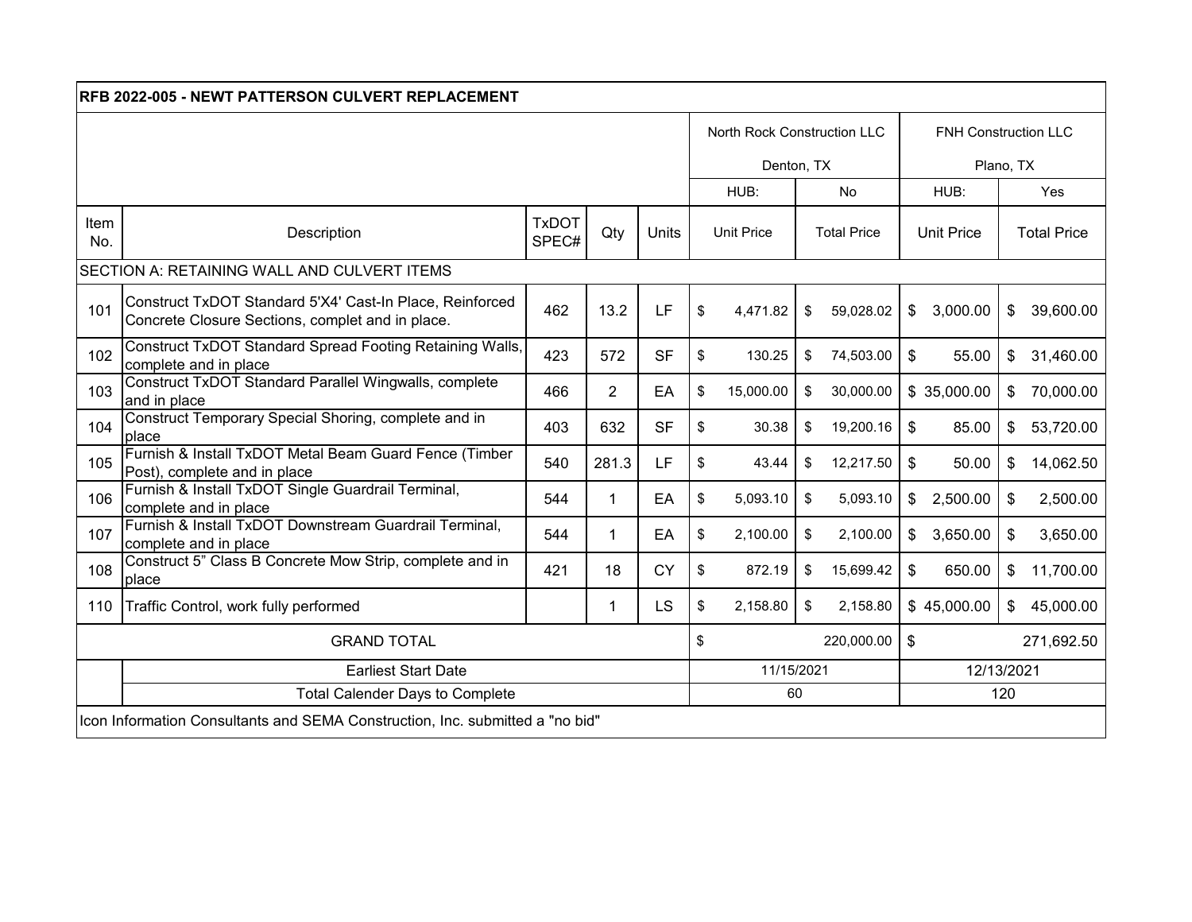| RFB 2022-005 - NEWT PATTERSON CULVERT REPLACEMENT | | | | | | | | |
|---|---|---|---|---|---|---|---|---|
| | | | | | North Rock Construction LLC Denton, TX | | FNH Construction LLC Plano, TX | |
| | | | | | HUB: | No | HUB: | Yes |
| Item No. | Description | TxDOT SPEC# | Qty | Units | Unit Price | Total Price | Unit Price | Total Price |
| SECTION A: RETAINING WALL AND CULVERT ITEMS | | | | | | | | |
| 101 | Construct TxDOT Standard 5'X4' Cast-In Place, Reinforced Concrete Closure Sections, complet and in place. | 462 | 13.2 | LF | $ 4,471.82 | $ 59,028.02 | $ 3,000.00 | $ 39,600.00 |
| 102 | Construct TxDOT Standard Spread Footing Retaining Walls, complete and in place | 423 | 572 | SF | $ 130.25 | $ 74,503.00 | $ 55.00 | $ 31,460.00 |
| 103 | Construct TxDOT Standard Parallel Wingwalls, complete and in place | 466 | 2 | EA | $ 15,000.00 | $ 30,000.00 | $ 35,000.00 | $ 70,000.00 |
| 104 | Construct Temporary Special Shoring, complete and in place | 403 | 632 | SF | $ 30.38 | $ 19,200.16 | $ 85.00 | $ 53,720.00 |
| 105 | Furnish & Install TxDOT Metal Beam Guard Fence (Timber Post), complete and in place | 540 | 281.3 | LF | $ 43.44 | $ 12,217.50 | $ 50.00 | $ 14,062.50 |
| 106 | Furnish & Install TxDOT Single Guardrail Terminal, complete and in place | 544 | 1 | EA | $ 5,093.10 | $ 5,093.10 | $ 2,500.00 | $ 2,500.00 |
| 107 | Furnish & Install TxDOT Downstream Guardrail Terminal, complete and in place | 544 | 1 | EA | $ 2,100.00 | $ 2,100.00 | $ 3,650.00 | $ 3,650.00 |
| 108 | Construct 5" Class B Concrete Mow Strip, complete and in place | 421 | 18 | CY | $ 872.19 | $ 15,699.42 | $ 650.00 | $ 11,700.00 |
| 110 | Traffic Control, work fully performed | | 1 | LS | $ 2,158.80 | $ 2,158.80 | $ 45,000.00 | $ 45,000.00 |
| GRAND TOTAL | | | | | $ 220,000.00 | | $ 271,692.50 | |
| | Earliest Start Date | | | | 11/15/2021 | | 12/13/2021 | |
| | Total Calender Days to Complete | | | | 60 | | 120 | |

Icon Information Consultants and SEMA Construction, Inc. submitted a "no bid"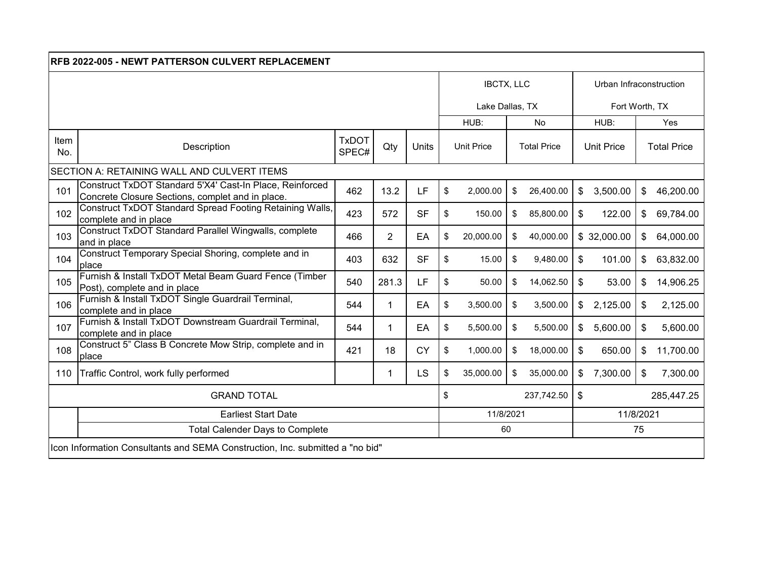| RFB 2022-005 - NEWT PATTERSON CULVERT REPLACEMENT | | | | | | | | | |
|---|---|---|---|---|---|---|---|---|---|
| | | | | | IBCTX, LLC | | Urban Infraconstruction | | |
| | | | | | Lake Dallas, TX | | Fort Worth, TX | | |
| | | | | | HUB: | No | HUB: | Yes | |
| Item No. | Description | TxDOT SPEC# | Qty | Units | Unit Price | Total Price | Unit Price | Total Price | |
| SECTION A: RETAINING WALL AND CULVERT ITEMS | | | | | | | | | |
| 101 | Construct TxDOT Standard 5'X4' Cast-In Place, Reinforced Concrete Closure Sections, complet and in place. | 462 | 13.2 | LF | $ 2,000.00 | $ 26,400.00 | $ 3,500.00 | $ 46,200.00 | |
| 102 | Construct TxDOT Standard Spread Footing Retaining Walls, complete and in place | 423 | 572 | SF | $ 150.00 | $ 85,800.00 | $ 122.00 | $ 69,784.00 | |
| 103 | Construct TxDOT Standard Parallel Wingwalls, complete and in place | 466 | 2 | EA | $ 20,000.00 | $ 40,000.00 | $ 32,000.00 | $ 64,000.00 | |
| 104 | Construct Temporary Special Shoring, complete and in place | 403 | 632 | SF | $ 15.00 | $ 9,480.00 | $ 101.00 | $ 63,832.00 | |
| 105 | Furnish & Install TxDOT Metal Beam Guard Fence (Timber Post), complete and in place | 540 | 281.3 | LF | $ 50.00 | $ 14,062.50 | $ 53.00 | $ 14,906.25 | |
| 106 | Furnish & Install TxDOT Single Guardrail Terminal, complete and in place | 544 | 1 | EA | $ 3,500.00 | $ 3,500.00 | $ 2,125.00 | $ 2,125.00 | |
| 107 | Furnish & Install TxDOT Downstream Guardrail Terminal, complete and in place | 544 | 1 | EA | $ 5,500.00 | $ 5,500.00 | $ 5,600.00 | $ 5,600.00 | |
| 108 | Construct 5” Class B Concrete Mow Strip, complete and in place | 421 | 18 | CY | $ 1,000.00 | $ 18,000.00 | $ 650.00 | $ 11,700.00 | |
| 110 | Traffic Control, work fully performed | | 1 | LS | $ 35,000.00 | $ 35,000.00 | $ 7,300.00 | $ 7,300.00 | |
| GRAND TOTAL | | | | | $ 237,742.50 | | $ 285,447.25 | | |
| | Earliest Start Date | | | | 11/8/2021 | | 11/8/2021 | | |
| | Total Calender Days to Complete | | | | 60 | | 75 | | |
| Icon Information Consultants and SEMA Construction, Inc. submitted a "no bid" | | | | | | | | | |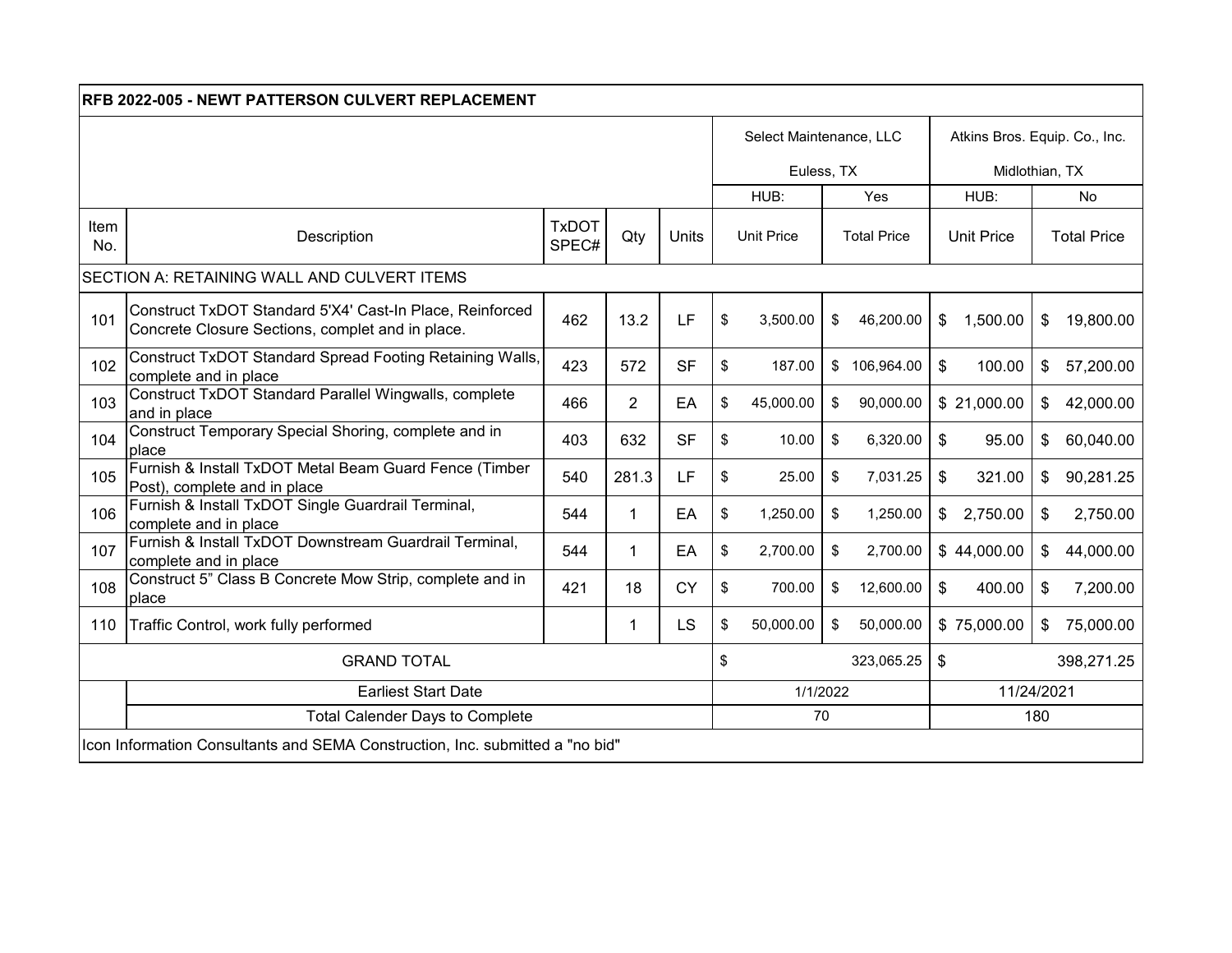**RFB 2022-005 - NEWT PATTERSON CULVERT REPLACEMENT**

| | | | | | Select Maintenance, LLC | | Atkins Bros. Equip. Co., Inc. | |
|---|---|---|---|---|---|---|---|---|
| | | | | | Euless, TX | | Midlothian, TX | |
| | | | | | HUB: | Yes | HUB: | No |
| Item No. | Description | TxDOT SPEC# | Qty | Units | Unit Price | Total Price | Unit Price | Total Price |
| SECTION A: RETAINING WALL AND CULVERT ITEMS | | | | | | | | |
| 101 | Construct TxDOT Standard 5'X4' Cast-In Place, Reinforced Concrete Closure Sections, complet and in place. | 462 | 13.2 | LF | $ 3,500.00 | $ 46,200.00 | $ 1,500.00 | $ 19,800.00 |
| 102 | Construct TxDOT Standard Spread Footing Retaining Walls, complete and in place | 423 | 572 | SF | $ 187.00 | $ 106,964.00 | $ 100.00 | $ 57,200.00 |
| 103 | Construct TxDOT Standard Parallel Wingwalls, complete and in place | 466 | 2 | EA | $ 45,000.00 | $ 90,000.00 | $ 21,000.00 | $ 42,000.00 |
| 104 | Construct Temporary Special Shoring, complete and in place | 403 | 632 | SF | $ 10.00 | $ 6,320.00 | $ 95.00 | $ 60,040.00 |
| 105 | Furnish & Install TxDOT Metal Beam Guard Fence (Timber Post), complete and in place | 540 | 281.3 | LF | $ 25.00 | $ 7,031.25 | $ 321.00 | $ 90,281.25 |
| 106 | Furnish & Install TxDOT Single Guardrail Terminal, complete and in place | 544 | 1 | EA | $ 1,250.00 | $ 1,250.00 | $ 2,750.00 | $ 2,750.00 |
| 107 | Furnish & Install TxDOT Downstream Guardrail Terminal, complete and in place | 544 | 1 | EA | $ 2,700.00 | $ 2,700.00 | $ 44,000.00 | $ 44,000.00 |
| 108 | Construct 5" Class B Concrete Mow Strip, complete and in place | 421 | 18 | CY | $ 700.00 | $ 12,600.00 | $ 400.00 | $ 7,200.00 |
| 110 | Traffic Control, work fully performed | | 1 | LS | $ 50,000.00 | $ 50,000.00 | $ 75,000.00 | $ 75,000.00 |
| GRAND TOTAL | | | | | $ 323,065.25 | | $ 398,271.25 | |
| | Earliest Start Date | | | | 1/1/2022 | | 11/24/2021 | |
| | Total Calender Days to Complete | | | | 70 | | 180 | |

Icon Information Consultants and SEMA Construction, Inc. submitted a "no bid"